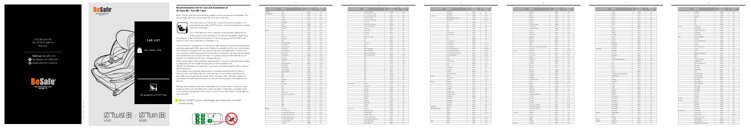HTS BeSafe AS
NO-3535 Krøderen
Norway

**Visit us:** besafe.com
facebook.com/BeSafe
@besafeinternational

# CAR LIST

Max. weight: 18 kg

UN regulation no R129 i-Size

# iZi Twist (B) / iZi Turn (B)
i-Size

## Recommendation list for cars and installation of iZi Twist (B) - Turn (B) i-Size

Note: The car manual is the leading guideline and must always be followed. This car list does not limit or guarantee the fit of this child seat.

The child seat is an universal i-Size child restraint system. It is approved to regulation R129 to use in all vehicle positions marked with the i-Size logo.

This child seat will also fit vehicles with positions approved as ISOfix positions (as detailed in the vehicle handbook), depending on category of the child and of the fixture. The mass group and the ISOfix size class for which this child seat is intended is: D.

Notice: DO NOT use on a passenger seat fitted with activated frontal airbag.